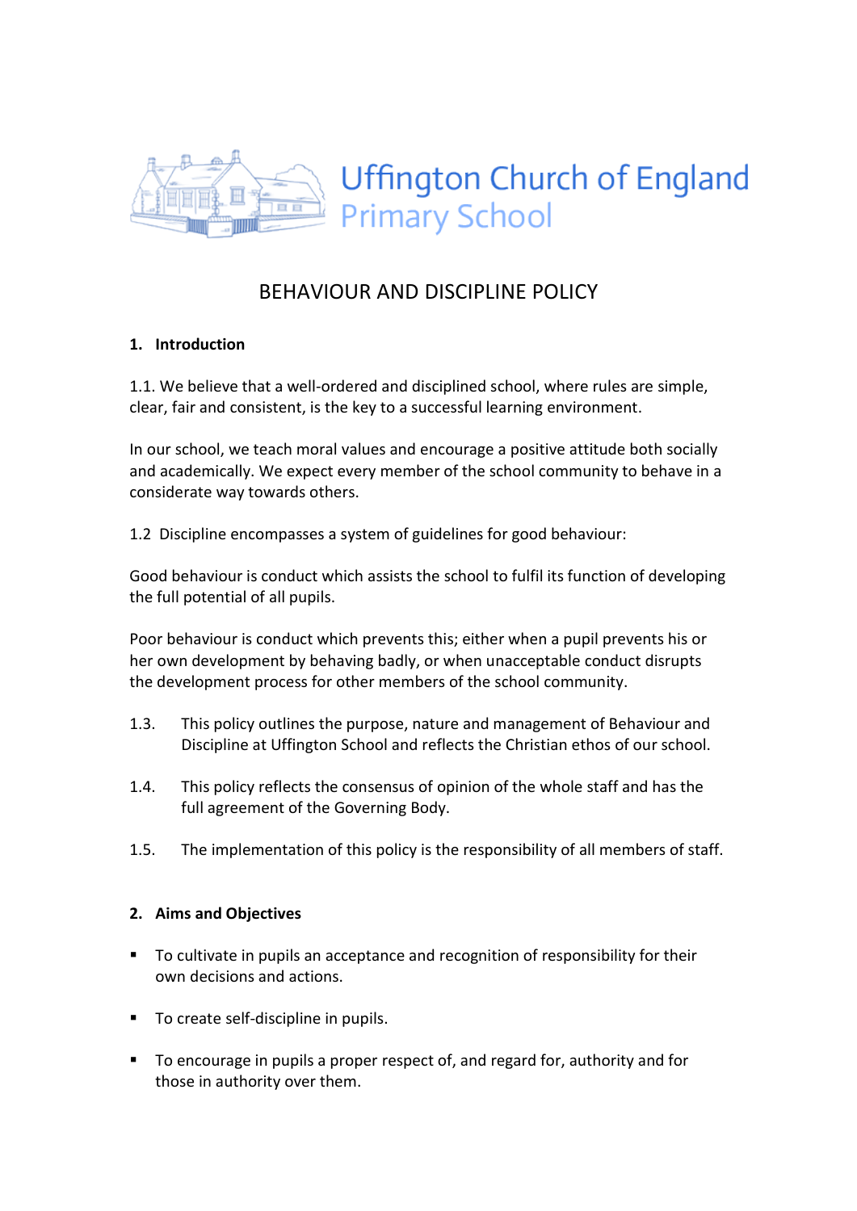Uffington Church of England
Primary School

# BEHAVIOUR AND DISCIPLINE POLICY

## 1. Introduction

1.1. We believe that a well-ordered and disciplined school, where rules are simple, clear, fair and consistent, is the key to a successful learning environment.

In our school, we teach moral values and encourage a positive attitude both socially and academically. We expect every member of the school community to behave in a considerate way towards others.

1.2 Discipline encompasses a system of guidelines for good behaviour:

Good behaviour is conduct which assists the school to fulfil its function of developing the full potential of all pupils.

Poor behaviour is conduct which prevents this; either when a pupil prevents his or her own development by behaving badly, or when unacceptable conduct disrupts the development process for other members of the school community.

1.3. This policy outlines the purpose, nature and management of Behaviour and Discipline at Uffington School and reflects the Christian ethos of our school.

1.4. This policy reflects the consensus of opinion of the whole staff and has the full agreement of the Governing Body.

1.5. The implementation of this policy is the responsibility of all members of staff.

## 2. Aims and Objectives

- To cultivate in pupils an acceptance and recognition of responsibility for their own decisions and actions.
- To create self-discipline in pupils.
- To encourage in pupils a proper respect of, and regard for, authority and for those in authority over them.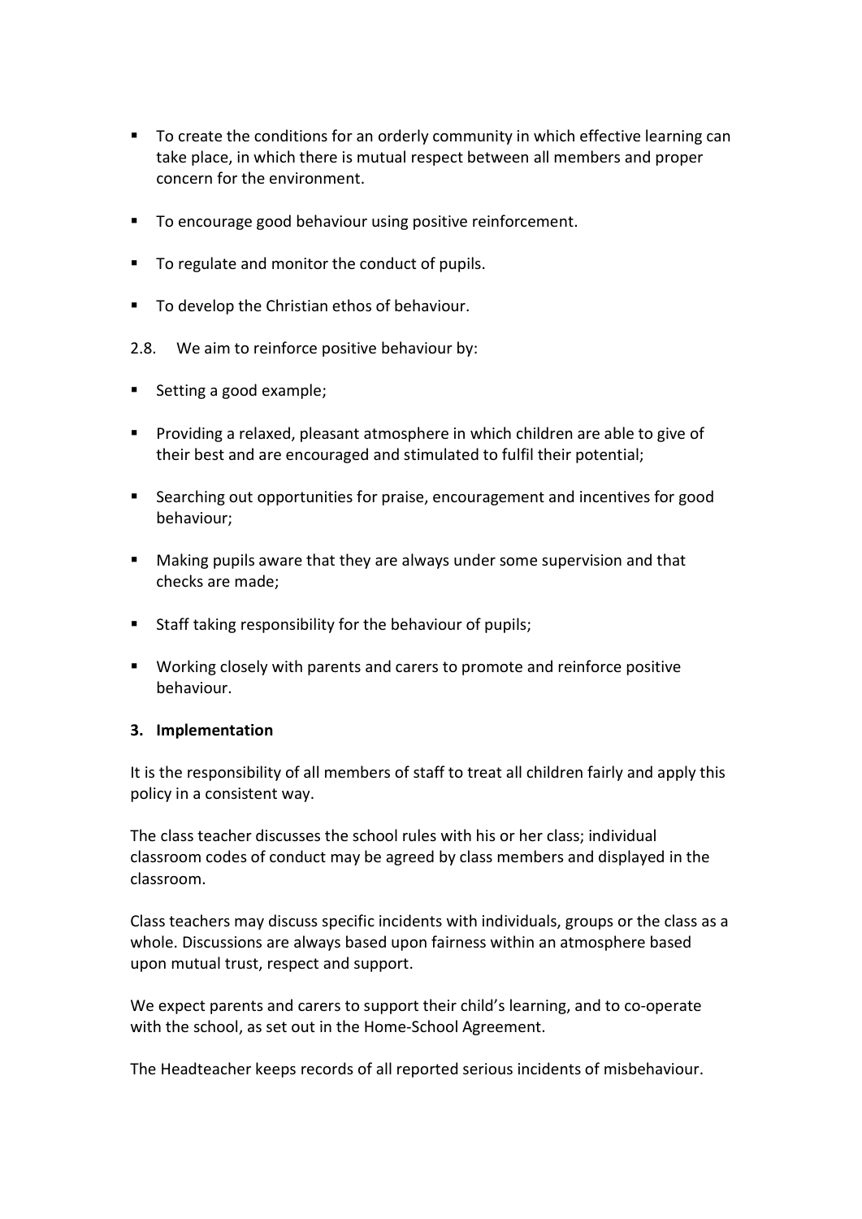- To create the conditions for an orderly community in which effective learning can take place, in which there is mutual respect between all members and proper concern for the environment.
- To encourage good behaviour using positive reinforcement.
- To regulate and monitor the conduct of pupils.
- To develop the Christian ethos of behaviour.

2.8. We aim to reinforce positive behaviour by:

- Setting a good example;
- Providing a relaxed, pleasant atmosphere in which children are able to give of their best and are encouraged and stimulated to fulfil their potential;
- Searching out opportunities for praise, encouragement and incentives for good behaviour;
- Making pupils aware that they are always under some supervision and that checks are made;
- Staff taking responsibility for the behaviour of pupils;
- Working closely with parents and carers to promote and reinforce positive behaviour.

**3. Implementation**

It is the responsibility of all members of staff to treat all children fairly and apply this policy in a consistent way.

The class teacher discusses the school rules with his or her class; individual classroom codes of conduct may be agreed by class members and displayed in the classroom.

Class teachers may discuss specific incidents with individuals, groups or the class as a whole. Discussions are always based upon fairness within an atmosphere based upon mutual trust, respect and support.

We expect parents and carers to support their child's learning, and to co-operate with the school, as set out in the Home-School Agreement.

The Headteacher keeps records of all reported serious incidents of misbehaviour.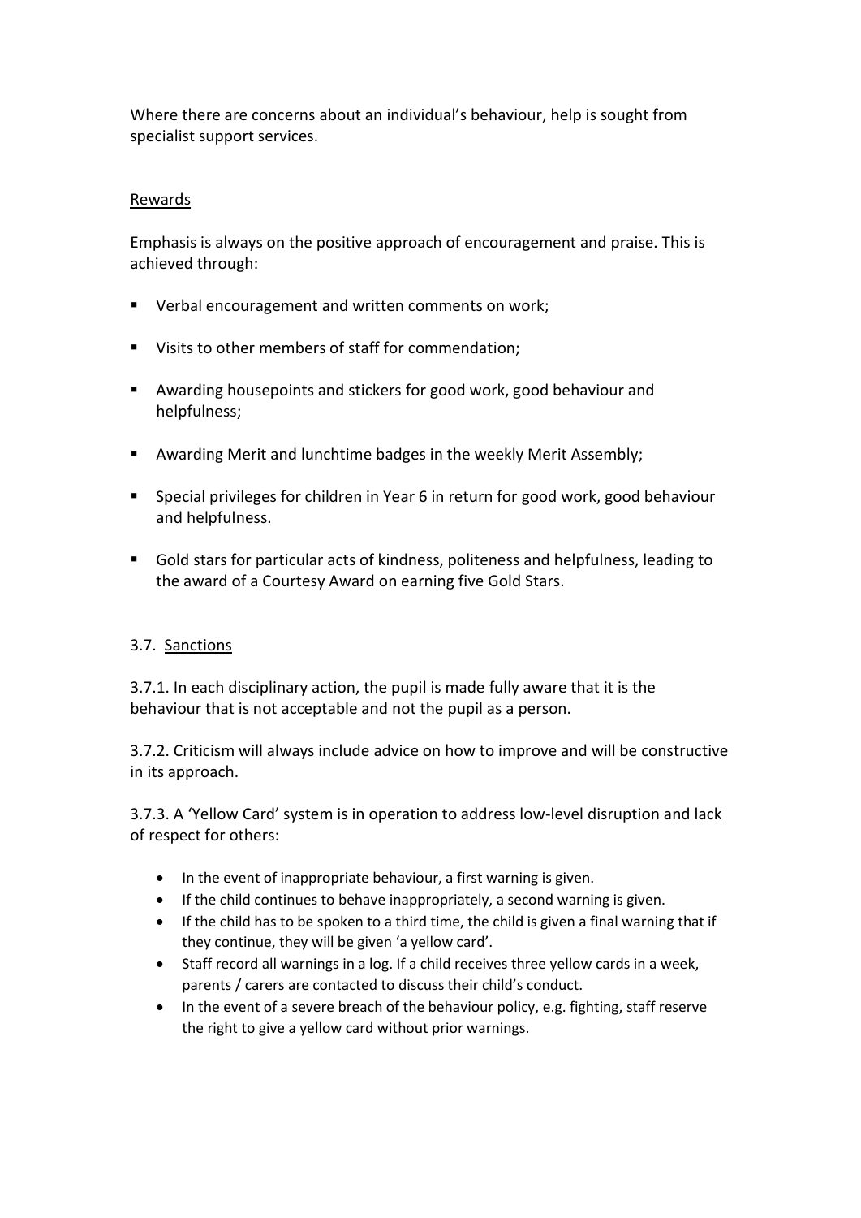Where there are concerns about an individual's behaviour, help is sought from specialist support services.

## Rewards

Emphasis is always on the positive approach of encouragement and praise. This is achieved through:

- Verbal encouragement and written comments on work;
- Visits to other members of staff for commendation;
- Awarding housepoints and stickers for good work, good behaviour and helpfulness;
- Awarding Merit and lunchtime badges in the weekly Merit Assembly;
- Special privileges for children in Year 6 in return for good work, good behaviour and helpfulness.
- Gold stars for particular acts of kindness, politeness and helpfulness, leading to the award of a Courtesy Award on earning five Gold Stars.

## 3.7. Sanctions

3.7.1. In each disciplinary action, the pupil is made fully aware that it is the behaviour that is not acceptable and not the pupil as a person.

3.7.2. Criticism will always include advice on how to improve and will be constructive in its approach.

3.7.3. A 'Yellow Card' system is in operation to address low-level disruption and lack of respect for others:

- In the event of inappropriate behaviour, a first warning is given.
- If the child continues to behave inappropriately, a second warning is given.
- If the child has to be spoken to a third time, the child is given a final warning that if they continue, they will be given 'a yellow card'.
- Staff record all warnings in a log. If a child receives three yellow cards in a week, parents / carers are contacted to discuss their child's conduct.
- In the event of a severe breach of the behaviour policy, e.g. fighting, staff reserve the right to give a yellow card without prior warnings.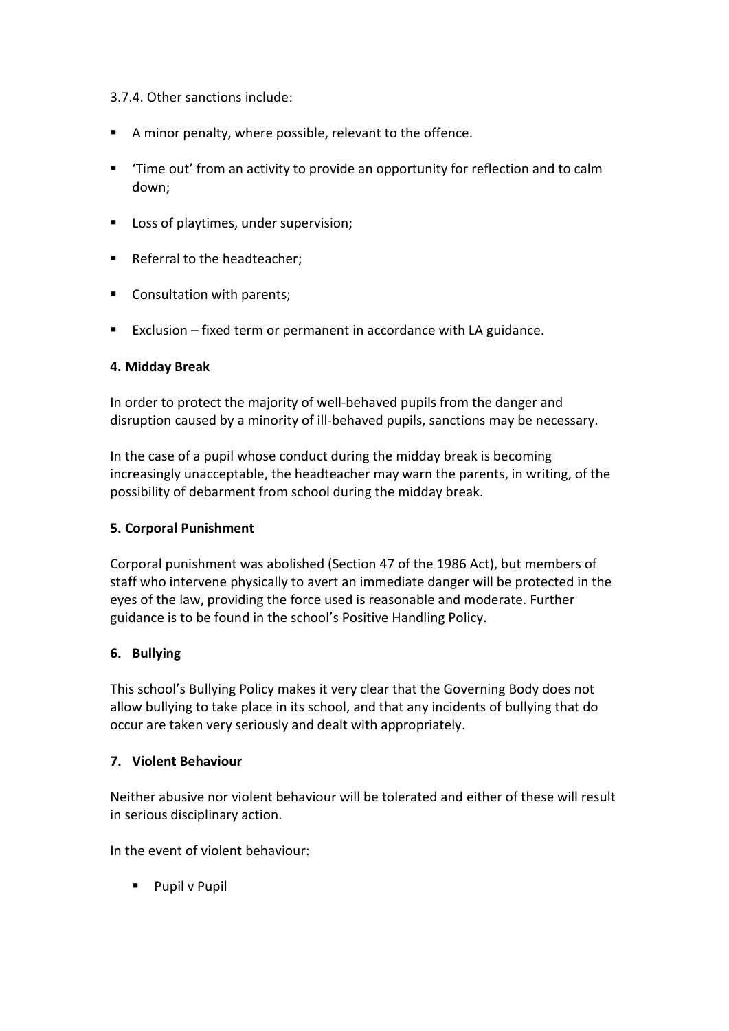3.7.4. Other sanctions include:

- A minor penalty, where possible, relevant to the offence.
- 'Time out' from an activity to provide an opportunity for reflection and to calm down;
- Loss of playtimes, under supervision;
- Referral to the headteacher;
- Consultation with parents;
- Exclusion – fixed term or permanent in accordance with LA guidance.

**4. Midday Break**

In order to protect the majority of well-behaved pupils from the danger and disruption caused by a minority of ill-behaved pupils, sanctions may be necessary.

In the case of a pupil whose conduct during the midday break is becoming increasingly unacceptable, the headteacher may warn the parents, in writing, of the possibility of debarment from school during the midday break.

**5. Corporal Punishment**

Corporal punishment was abolished (Section 47 of the 1986 Act), but members of staff who intervene physically to avert an immediate danger will be protected in the eyes of the law, providing the force used is reasonable and moderate. Further guidance is to be found in the school's Positive Handling Policy.

**6. Bullying**

This school's Bullying Policy makes it very clear that the Governing Body does not allow bullying to take place in its school, and that any incidents of bullying that do occur are taken very seriously and dealt with appropriately.

**7. Violent Behaviour**

Neither abusive nor violent behaviour will be tolerated and either of these will result in serious disciplinary action.

In the event of violent behaviour:

- Pupil v Pupil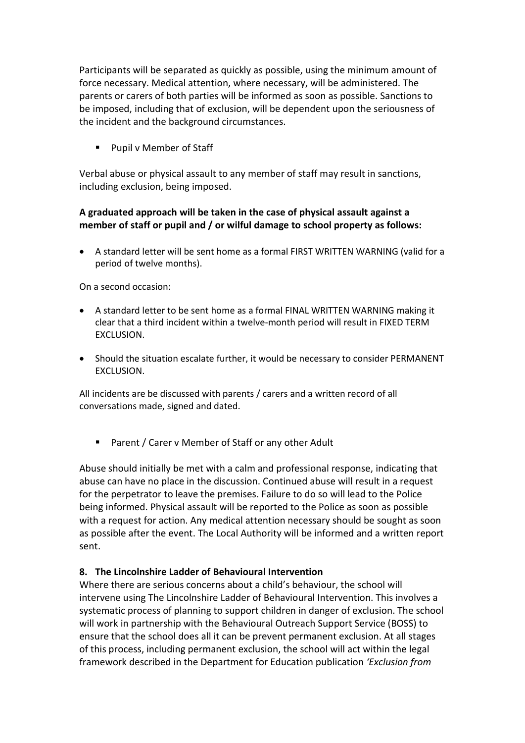Participants will be separated as quickly as possible, using the minimum amount of force necessary. Medical attention, where necessary, will be administered. The parents or carers of both parties will be informed as soon as possible. Sanctions to be imposed, including that of exclusion, will be dependent upon the seriousness of the incident and the background circumstances.

- Pupil v Member of Staff

Verbal abuse or physical assault to any member of staff may result in sanctions, including exclusion, being imposed.

**A graduated approach will be taken in the case of physical assault against a member of staff or pupil and / or wilful damage to school property as follows:**

- A standard letter will be sent home as a formal FIRST WRITTEN WARNING (valid for a period of twelve months).

On a second occasion:

- A standard letter to be sent home as a formal FINAL WRITTEN WARNING making it clear that a third incident within a twelve-month period will result in FIXED TERM EXCLUSION.
- Should the situation escalate further, it would be necessary to consider PERMANENT EXCLUSION.

All incidents are be discussed with parents / carers and a written record of all conversations made, signed and dated.

- Parent / Carer v Member of Staff or any other Adult

Abuse should initially be met with a calm and professional response, indicating that abuse can have no place in the discussion. Continued abuse will result in a request for the perpetrator to leave the premises. Failure to do so will lead to the Police being informed. Physical assault will be reported to the Police as soon as possible with a request for action. Any medical attention necessary should be sought as soon as possible after the event. The Local Authority will be informed and a written report sent.

**8. The Lincolnshire Ladder of Behavioural Intervention**

Where there are serious concerns about a child's behaviour, the school will intervene using The Lincolnshire Ladder of Behavioural Intervention. This involves a systematic process of planning to support children in danger of exclusion. The school will work in partnership with the Behavioural Outreach Support Service (BOSS) to ensure that the school does all it can be prevent permanent exclusion. At all stages of this process, including permanent exclusion, the school will act within the legal framework described in the Department for Education publication *'Exclusion from*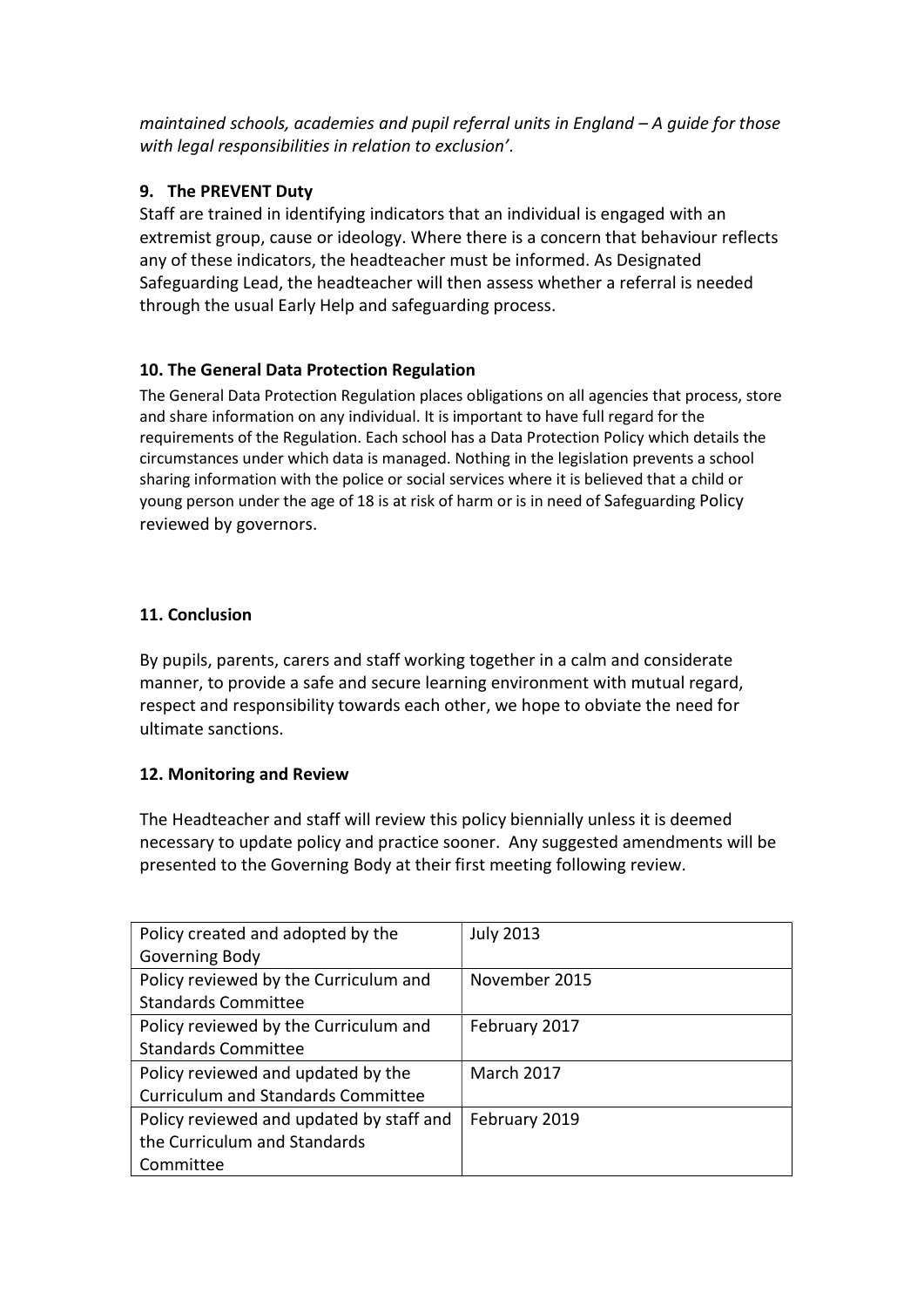*maintained schools, academies and pupil referral units in England – A guide for those with legal responsibilities in relation to exclusion'*.

### 9. The PREVENT Duty

Staff are trained in identifying indicators that an individual is engaged with an extremist group, cause or ideology. Where there is a concern that behaviour reflects any of these indicators, the headteacher must be informed. As Designated Safeguarding Lead, the headteacher will then assess whether a referral is needed through the usual Early Help and safeguarding process.

### 10. The General Data Protection Regulation

The General Data Protection Regulation places obligations on all agencies that process, store and share information on any individual. It is important to have full regard for the requirements of the Regulation. Each school has a Data Protection Policy which details the circumstances under which data is managed. Nothing in the legislation prevents a school sharing information with the police or social services where it is believed that a child or young person under the age of 18 is at risk of harm or is in need of Safeguarding Policy reviewed by governors.

### 11. Conclusion

By pupils, parents, carers and staff working together in a calm and considerate manner, to provide a safe and secure learning environment with mutual regard, respect and responsibility towards each other, we hope to obviate the need for ultimate sanctions.

### 12. Monitoring and Review

The Headteacher and staff will review this policy biennially unless it is deemed necessary to update policy and practice sooner. Any suggested amendments will be presented to the Governing Body at their first meeting following review.

| | |
|---|---|
| Policy created and adopted by the Governing Body | July 2013 |
| Policy reviewed by the Curriculum and Standards Committee | November 2015 |
| Policy reviewed by the Curriculum and Standards Committee | February 2017 |
| Policy reviewed and updated by the Curriculum and Standards Committee | March 2017 |
| Policy reviewed and updated by staff and the Curriculum and Standards Committee | February 2019 |